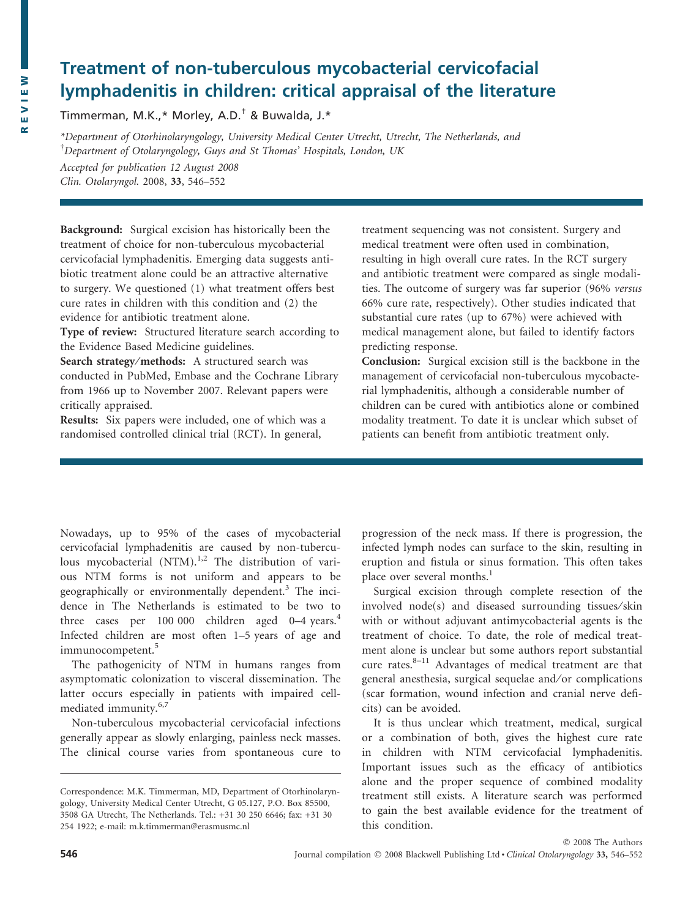# Treatment of non-tuberculous mycobacterial cervicofacial lymphadenitis in children: critical appraisal of the literature

Timmerman, M.K.,* Morley, A.D.[†] & Buwalda, J.*

*Department of Otorhinolaryngology, University Medical Center Utrecht, Utrecht, The Netherlands, and
[†]Department of Otolaryngology, Guys and St Thomas' Hospitals, London, UK

*Accepted for publication 12 August 2008*
*Clin. Otolaryngol.* 2008, **33**, 546–552

**Background:** Surgical excision has historically been the treatment of choice for non-tuberculous mycobacterial cervicofacial lymphadenitis. Emerging data suggests antibiotic treatment alone could be an attractive alternative to surgery. We questioned (1) what treatment offers best cure rates in children with this condition and (2) the evidence for antibiotic treatment alone.

**Type of review:** Structured literature search according to the Evidence Based Medicine guidelines.

**Search strategy/methods:** A structured search was conducted in PubMed, Embase and the Cochrane Library from 1966 up to November 2007. Relevant papers were critically appraised.

**Results:** Six papers were included, one of which was a randomised controlled clinical trial (RCT). In general, treatment sequencing was not consistent. Surgery and medical treatment were often used in combination, resulting in high overall cure rates. In the RCT surgery and antibiotic treatment were compared as single modalities. The outcome of surgery was far superior (96% *versus* 66% cure rate, respectively). Other studies indicated that substantial cure rates (up to 67%) were achieved with medical management alone, but failed to identify factors predicting response.

**Conclusion:** Surgical excision still is the backbone in the management of cervicofacial non-tuberculous mycobacterial lymphadenitis, although a considerable number of children can be cured with antibiotics alone or combined modality treatment. To date it is unclear which subset of patients can benefit from antibiotic treatment only.

Nowadays, up to 95% of the cases of mycobacterial cervicofacial lymphadenitis are caused by non-tuberculous mycobacterial (NTM).[1,2] The distribution of various NTM forms is not uniform and appears to be geographically or environmentally dependent.[3] The incidence in The Netherlands is estimated to be two to three cases per 100 000 children aged 0–4 years.[4] Infected children are most often 1–5 years of age and immunocompetent.[5]

The pathogenicity of NTM in humans ranges from asymptomatic colonization to visceral dissemination. The latter occurs especially in patients with impaired cell-mediated immunity.[6,7]

Non-tuberculous mycobacterial cervicofacial infections generally appear as slowly enlarging, painless neck masses. The clinical course varies from spontaneous cure to progression of the neck mass. If there is progression, the infected lymph nodes can surface to the skin, resulting in eruption and fistula or sinus formation. This often takes place over several months.[1]

Surgical excision through complete resection of the involved node(s) and diseased surrounding tissues/skin with or without adjuvant antimycobacterial agents is the treatment of choice. To date, the role of medical treatment alone is unclear but some authors report substantial cure rates.[8–11] Advantages of medical treatment are that general anesthesia, surgical sequelae and/or complications (scar formation, wound infection and cranial nerve deficits) can be avoided.

It is thus unclear which treatment, medical, surgical or a combination of both, gives the highest cure rate in children with NTM cervicofacial lymphadenitis. Important issues such as the efficacy of antibiotics alone and the proper sequence of combined modality treatment still exists. A literature search was performed to gain the best available evidence for the treatment of this condition.

Correspondence: M.K. Timmerman, MD, Department of Otorhinolaryngology, University Medical Center Utrecht, G 05.127, P.O. Box 85500, 3508 GA Utrecht, The Netherlands. Tel.: +31 30 250 6646; fax: +31 30 254 1922; e-mail: m.k.timmerman@erasmusmc.nl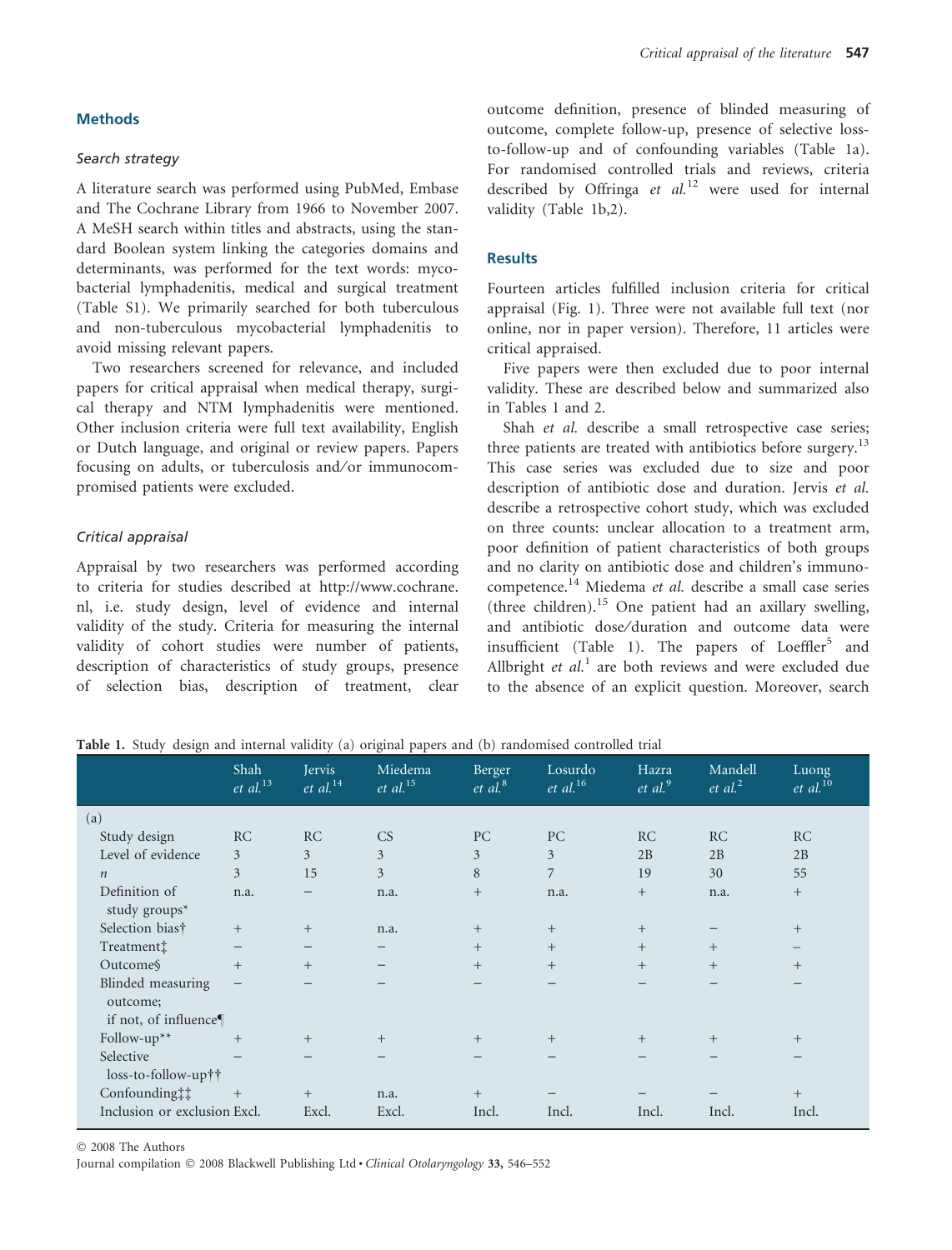## Methods

### Search strategy

A literature search was performed using PubMed, Embase and The Cochrane Library from 1966 to November 2007. A MeSH search within titles and abstracts, using the standard Boolean system linking the categories domains and determinants, was performed for the text words: mycobacterial lymphadenitis, medical and surgical treatment (Table S1). We primarily searched for both tuberculous and non-tuberculous mycobacterial lymphadenitis to avoid missing relevant papers.

Two researchers screened for relevance, and included papers for critical appraisal when medical therapy, surgical therapy and NTM lymphadenitis were mentioned. Other inclusion criteria were full text availability, English or Dutch language, and original or review papers. Papers focusing on adults, or tuberculosis and/or immunocompromised patients were excluded.

### Critical appraisal

Appraisal by two researchers was performed according to criteria for studies described at http://www.cochrane.nl, i.e. study design, level of evidence and internal validity of the study. Criteria for measuring the internal validity of cohort studies were number of patients, description of characteristics of study groups, presence of selection bias, description of treatment, clear outcome definition, presence of blinded measuring of outcome, complete follow-up, presence of selective loss-to-follow-up and of confounding variables (Table 1a). For randomised controlled trials and reviews, criteria described by Offringa *et al.*[12] were used for internal validity (Table 1b,2).

## Results

Fourteen articles fulfilled inclusion criteria for critical appraisal (Fig. 1). Three were not available full text (nor online, nor in paper version). Therefore, 11 articles were critical appraised.

Five papers were then excluded due to poor internal validity. These are described below and summarized also in Tables 1 and 2.

Shah *et al.* describe a small retrospective case series; three patients are treated with antibiotics before surgery.[13] This case series was excluded due to size and poor description of antibiotic dose and duration. Jervis *et al.* describe a retrospective cohort study, which was excluded on three counts: unclear allocation to a treatment arm, poor definition of patient characteristics of both groups and no clarity on antibiotic dose and children's immunocompetence.[14] Miedema *et al.* describe a small case series (three children).[15] One patient had an axillary swelling, and antibiotic dose/duration and outcome data were insufficient (Table 1). The papers of Loeffler[5] and Allbright *et al.*[1] are both reviews and were excluded due to the absence of an explicit question. Moreover, search

**Table 1.** Study design and internal validity (a) original papers and (b) randomised controlled trial

| | Shah *et al.*[13] | Jervis *et al.*[14] | Miedema *et al.*[15] | Berger *et al.*[8] | Losurdo *et al.*[16] | Hazra *et al.*[9] | Mandell *et al.*[2] | Luong *et al.*[10] |
|---|---|---|---|---|---|---|---|---|
| (a) | | | | | | | | |
| Study design | RC | RC | CS | PC | PC | RC | RC | RC |
| Level of evidence | 3 | 3 | 3 | 3 | 3 | 2B | 2B | 2B |
| *n* | 3 | 15 | 3 | 8 | 7 | 19 | 30 | 55 |
| Definition of study groups* | n.a. | − | n.a. | + | n.a. | + | n.a. | + |
| Selection bias† | + | + | n.a. | + | + | + | − | + |
| Treatment‡ | − | − | − | + | + | + | + | − |
| Outcome§ | + | + | − | + | + | + | + | + |
| Blinded measuring outcome; if not, of influence¶ | − | − | − | − | − | − | − | − |
| Follow-up** | + | + | + | + | + | + | + | + |
| Selective loss-to-follow-up†† | − | − | − | − | − | − | − | − |
| Confounding‡‡ | + | + | n.a. | + | − | − | − | + |
| Inclusion or exclusion | Excl. | Excl. | Excl. | Incl. | Incl. | Incl. | Incl. | Incl. |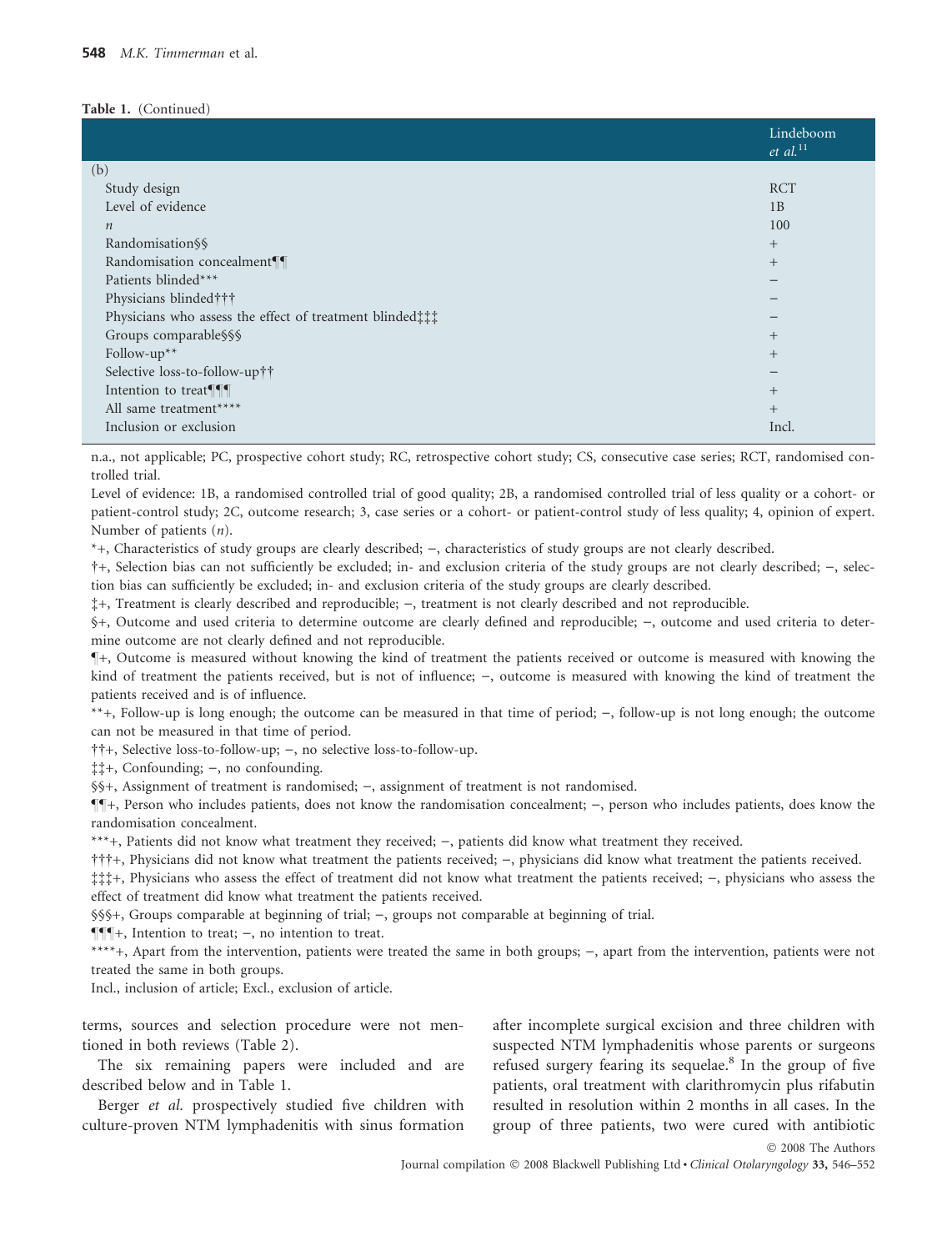**Table 1.** (Continued)

| | Lindeboom *et al.*[11] |
|---|---|
| (b) | |
| Study design | RCT |
| Level of evidence | 1B |
| *n* | 100 |
| Randomisation§§ | + |
| Randomisation concealment¶¶ | + |
| Patients blinded*** | − |
| Physicians blinded††† | − |
| Physicians who assess the effect of treatment blinded‡‡‡ | − |
| Groups comparable§§§ | + |
| Follow-up** | + |
| Selective loss-to-follow-up†† | − |
| Intention to treat¶¶¶ | + |
| All same treatment**** | + |
| Inclusion or exclusion | Incl. |

n.a., not applicable; PC, prospective cohort study; RC, retrospective cohort study; CS, consecutive case series; RCT, randomised controlled trial.

Level of evidence: 1B, a randomised controlled trial of good quality; 2B, a randomised controlled trial of less quality or a cohort- or patient-control study; 2C, outcome research; 3, case series or a cohort- or patient-control study of less quality; 4, opinion of expert.

Number of patients (*n*).

*+, Characteristics of study groups are clearly described; −, characteristics of study groups are not clearly described.

†+, Selection bias can not sufficiently be excluded; in- and exclusion criteria of the study groups are not clearly described; −, selection bias can sufficiently be excluded; in- and exclusion criteria of the study groups are clearly described.

‡+, Treatment is clearly described and reproducible; −, treatment is not clearly described and not reproducible.

§+, Outcome and used criteria to determine outcome are clearly defined and reproducible; −, outcome and used criteria to determine outcome are not clearly defined and not reproducible.

¶+, Outcome is measured without knowing the kind of treatment the patients received or outcome is measured with knowing the kind of treatment the patients received, but is not of influence; −, outcome is measured with knowing the kind of treatment the patients received and is of influence.

**+, Follow-up is long enough; the outcome can be measured in that time of period; −, follow-up is not long enough; the outcome can not be measured in that time of period.

††+, Selective loss-to-follow-up; −, no selective loss-to-follow-up.

‡‡+, Confounding; −, no confounding.

§§+, Assignment of treatment is randomised; −, assignment of treatment is not randomised.

¶¶+, Person who includes patients, does not know the randomisation concealment; −, person who includes patients, does know the randomisation concealment.

***+, Patients did not know what treatment they received; −, patients did know what treatment they received.

†††+, Physicians did not know what treatment the patients received; −, physicians did know what treatment the patients received.

‡‡‡+, Physicians who assess the effect of treatment did not know what treatment the patients received; −, physicians who assess the effect of treatment did know what treatment the patients received.

§§§+, Groups comparable at beginning of trial; −, groups not comparable at beginning of trial.

¶¶¶+, Intention to treat; −, no intention to treat.

****+, Apart from the intervention, patients were treated the same in both groups; −, apart from the intervention, patients were not treated the same in both groups.

Incl., inclusion of article; Excl., exclusion of article.

terms, sources and selection procedure were not mentioned in both reviews (Table 2).

The six remaining papers were included and are described below and in Table 1.

Berger *et al.* prospectively studied five children with culture-proven NTM lymphadenitis with sinus formation after incomplete surgical excision and three children with suspected NTM lymphadenitis whose parents or surgeons refused surgery fearing its sequelae.[8] In the group of five patients, oral treatment with clarithromycin plus rifabutin resulted in resolution within 2 months in all cases. In the group of three patients, two were cured with antibiotic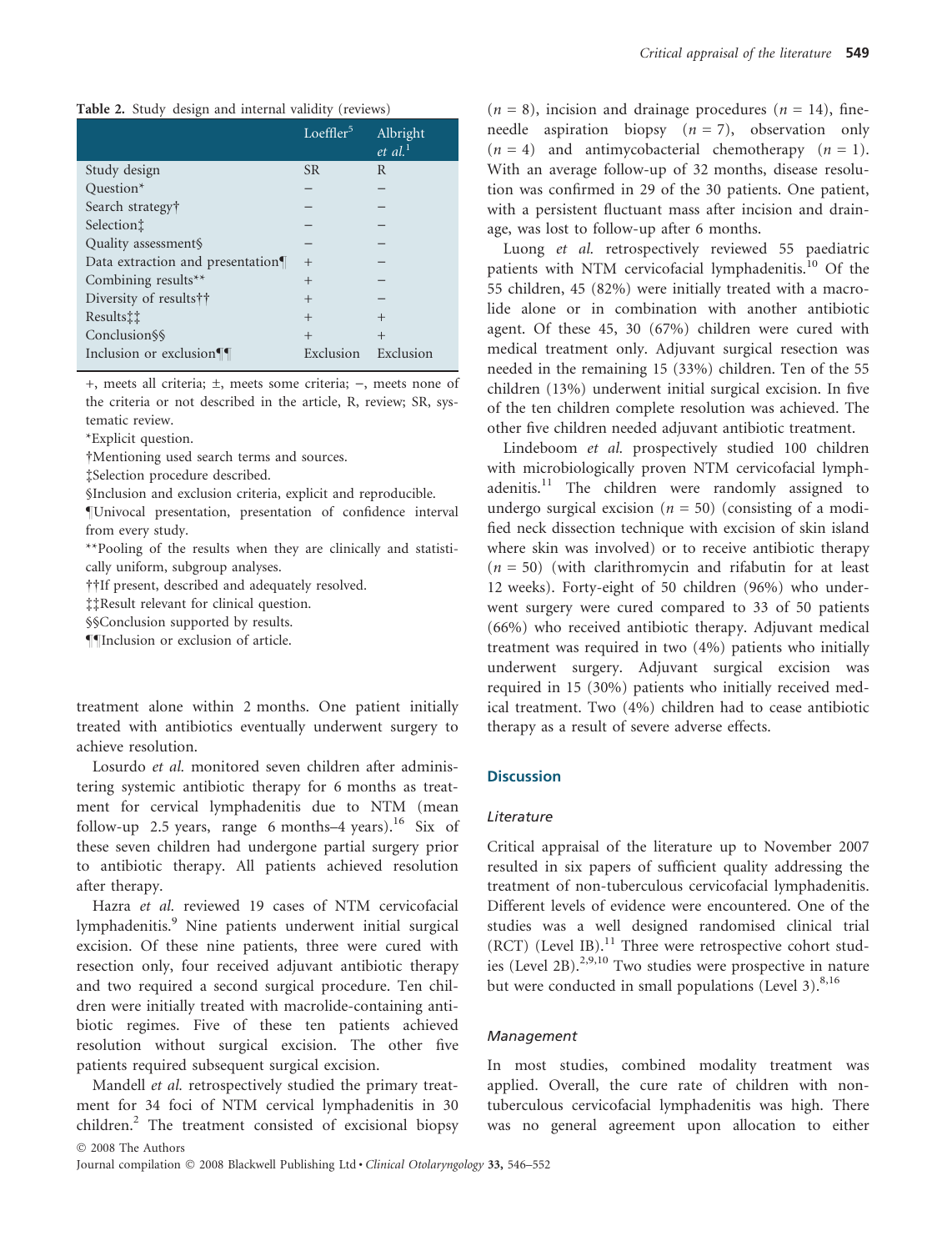**Table 2.** Study design and internal validity (reviews)

| | Loeffler[5] | Albright *et al.*[1] |
|---|---|---|
| Study design | SR | R |
| Question* | – | – |
| Search strategy† | – | – |
| Selection‡ | – | – |
| Quality assessment§ | – | – |
| Data extraction and presentation¶ | + | – |
| Combining results** | + | – |
| Diversity of results†† | + | – |
| Results‡‡ | + | + |
| Conclusion§§ | + | + |
| Inclusion or exclusion¶¶ | Exclusion | Exclusion |

+, meets all criteria; ±, meets some criteria; –, meets none of the criteria or not described in the article, R, review; SR, systematic review.

*Explicit question.

†Mentioning used search terms and sources.

‡Selection procedure described.

§Inclusion and exclusion criteria, explicit and reproducible.

¶Univocal presentation, presentation of confidence interval from every study.

**Pooling of the results when they are clinically and statistically uniform, subgroup analyses.

††If present, described and adequately resolved.

‡‡Result relevant for clinical question.

§§Conclusion supported by results.

¶¶Inclusion or exclusion of article.

treatment alone within 2 months. One patient initially treated with antibiotics eventually underwent surgery to achieve resolution.

Losurdo *et al.* monitored seven children after administering systemic antibiotic therapy for 6 months as treatment for cervical lymphadenitis due to NTM (mean follow-up 2.5 years, range 6 months–4 years).[16] Six of these seven children had undergone partial surgery prior to antibiotic therapy. All patients achieved resolution after therapy.

Hazra *et al.* reviewed 19 cases of NTM cervicofacial lymphadenitis.[9] Nine patients underwent initial surgical excision. Of these nine patients, three were cured with resection only, four received adjuvant antibiotic therapy and two required a second surgical procedure. Ten children were initially treated with macrolide-containing antibiotic regimes. Five of these ten patients achieved resolution without surgical excision. The other five patients required subsequent surgical excision.

Mandell *et al.* retrospectively studied the primary treatment for 34 foci of NTM cervical lymphadenitis in 30 children.[2] The treatment consisted of excisional biopsy ($n = 8$), incision and drainage procedures ($n = 14$), fine-needle aspiration biopsy ($n = 7$), observation only ($n = 4$) and antimycobacterial chemotherapy ($n = 1$). With an average follow-up of 32 months, disease resolution was confirmed in 29 of the 30 patients. One patient, with a persistent fluctuant mass after incision and drainage, was lost to follow-up after 6 months.

Luong *et al.* retrospectively reviewed 55 paediatric patients with NTM cervicofacial lymphadenitis.[10] Of the 55 children, 45 (82%) were initially treated with a macrolide alone or in combination with another antibiotic agent. Of these 45, 30 (67%) children were cured with medical treatment only. Adjuvant surgical resection was needed in the remaining 15 (33%) children. Ten of the 55 children (13%) underwent initial surgical excision. In five of the ten children complete resolution was achieved. The other five children needed adjuvant antibiotic treatment.

Lindeboom *et al.* prospectively studied 100 children with microbiologically proven NTM cervicofacial lymphadenitis.[11] The children were randomly assigned to undergo surgical excision ($n = 50$) (consisting of a modified neck dissection technique with excision of skin island where skin was involved) or to receive antibiotic therapy ($n = 50$) (with clarithromycin and rifabutin for at least 12 weeks). Forty-eight of 50 children (96%) who underwent surgery were cured compared to 33 of 50 patients (66%) who received antibiotic therapy. Adjuvant medical treatment was required in two (4%) patients who initially underwent surgery. Adjuvant surgical excision was required in 15 (30%) patients who initially received medical treatment. Two (4%) children had to cease antibiotic therapy as a result of severe adverse effects.

## Discussion

### Literature

Critical appraisal of the literature up to November 2007 resulted in six papers of sufficient quality addressing the treatment of non-tuberculous cervicofacial lymphadenitis. Different levels of evidence were encountered. One of the studies was a well designed randomised clinical trial (RCT) (Level IB).[11] Three were retrospective cohort studies (Level 2B).[2,9,10] Two studies were prospective in nature but were conducted in small populations (Level 3).[8,16]

### Management

In most studies, combined modality treatment was applied. Overall, the cure rate of children with non-tuberculous cervicofacial lymphadenitis was high. There was no general agreement upon allocation to either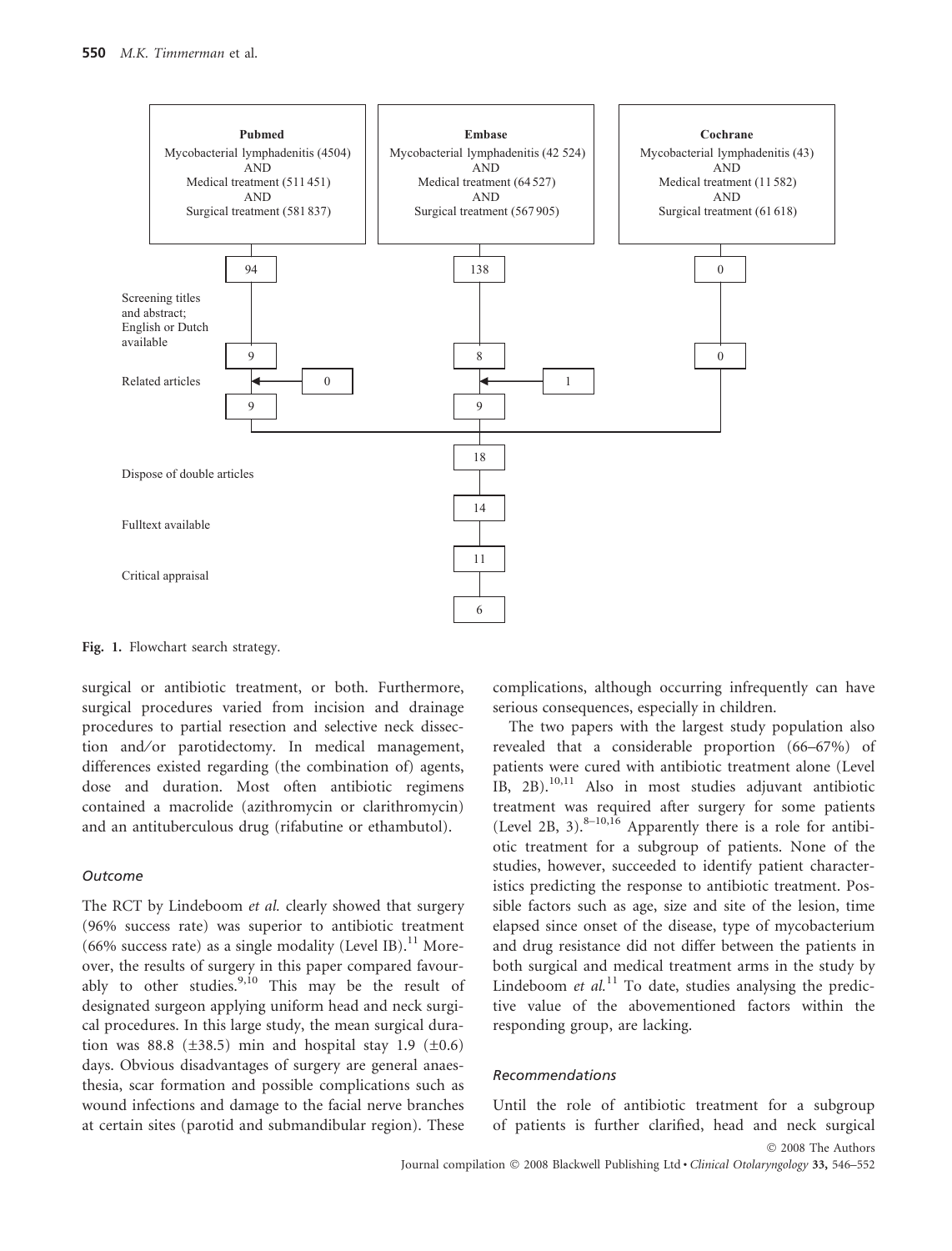Pubmed
Mycobacterial lymphadenitis (4504)
AND
Medical treatment (511 451)
AND
Surgical treatment (581 837)

Embase
Mycobacterial lymphadenitis (42 524)
AND
Medical treatment (64 527)
AND
Surgical treatment (567 905)

Cochrane
Mycobacterial lymphadenitis (43)
AND
Medical treatment (11 582)
AND
Surgical treatment (61 618)

| | Pubmed | Embase | Cochrane |
|---|---|---|---|
| | 94 | 138 | 0 |
| Screening titles and abstract; English or Dutch available | 9 | 8 | 0 |
| Related articles | 0 | 1 | |
| | 9 | 9 | |

| Step | Number |
|---|---|
| | 18 |
| Dispose of double articles | 14 |
| Fulltext available | 11 |
| Critical appraisal | 6 |

Fig. 1. Flowchart search strategy.

surgical or antibiotic treatment, or both. Furthermore, surgical procedures varied from incision and drainage procedures to partial resection and selective neck dissection and/or parotidectomy. In medical management, differences existed regarding (the combination of) agents, dose and duration. Most often antibiotic regimens contained a macrolide (azithromycin or clarithromycin) and an antituberculous drug (rifabutine or ethambutol).

### Outcome

The RCT by Lindeboom *et al.* clearly showed that surgery (96% success rate) was superior to antibiotic treatment (66% success rate) as a single modality (Level IB).[11] Moreover, the results of surgery in this paper compared favourably to other studies.[9,10] This may be the result of designated surgeon applying uniform head and neck surgical procedures. In this large study, the mean surgical duration was 88.8 (±38.5) min and hospital stay 1.9 (±0.6) days. Obvious disadvantages of surgery are general anaesthesia, scar formation and possible complications such as wound infections and damage to the facial nerve branches at certain sites (parotid and submandibular region). These complications, although occurring infrequently can have serious consequences, especially in children.

The two papers with the largest study population also revealed that a considerable proportion (66–67%) of patients were cured with antibiotic treatment alone (Level IB, 2B).[10,11] Also in most studies adjuvant antibiotic treatment was required after surgery for some patients (Level 2B, 3).[8–10,16] Apparently there is a role for antibiotic treatment for a subgroup of patients. None of the studies, however, succeeded to identify patient characteristics predicting the response to antibiotic treatment. Possible factors such as age, size and site of the lesion, time elapsed since onset of the disease, type of mycobacterium and drug resistance did not differ between the patients in both surgical and medical treatment arms in the study by Lindeboom *et al.*[11] To date, studies analysing the predictive value of the abovementioned factors within the responding group, are lacking.

### Recommendations

Until the role of antibiotic treatment for a subgroup of patients is further clarified, head and neck surgical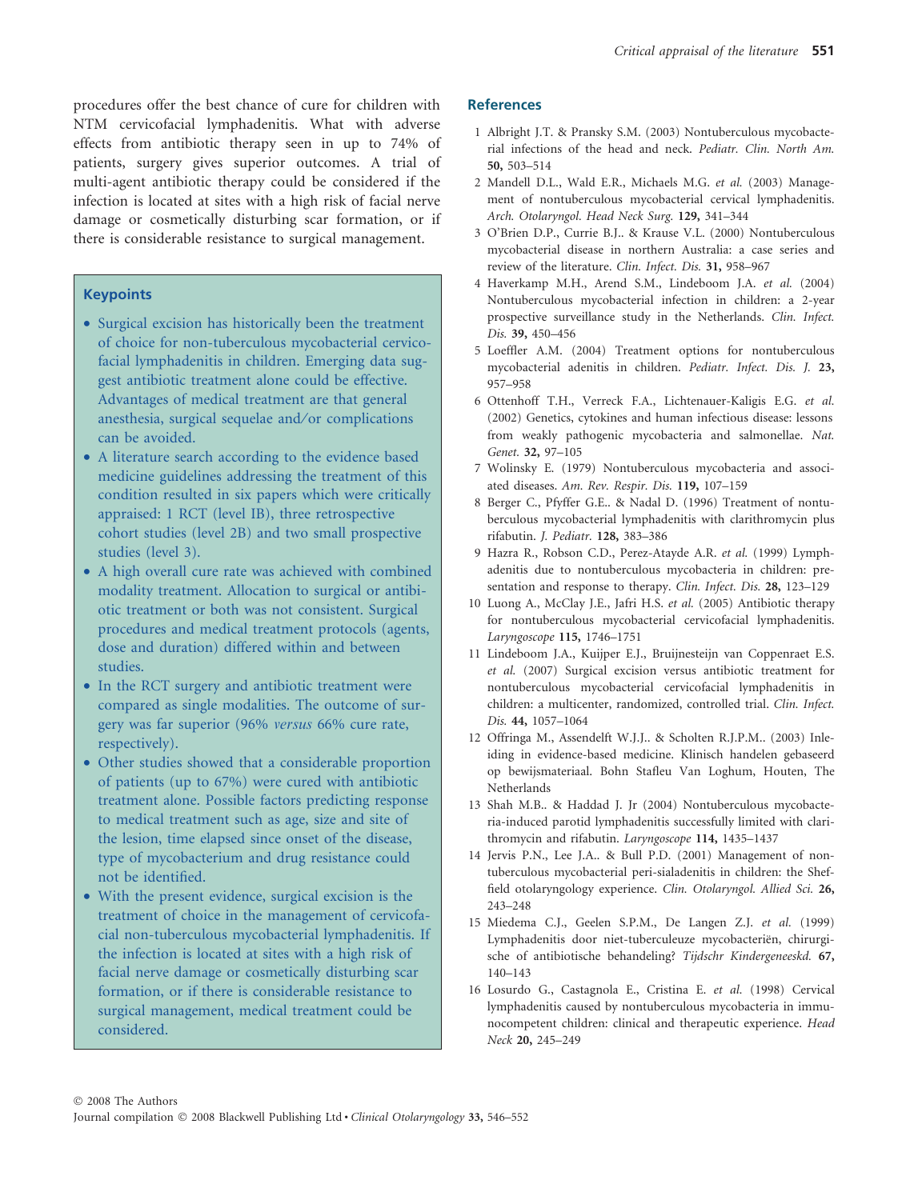procedures offer the best chance of cure for children with NTM cervicofacial lymphadenitis. What with adverse effects from antibiotic therapy seen in up to 74% of patients, surgery gives superior outcomes. A trial of multi-agent antibiotic therapy could be considered if the infection is located at sites with a high risk of facial nerve damage or cosmetically disturbing scar formation, or if there is considerable resistance to surgical management.

### Keypoints

- Surgical excision has historically been the treatment of choice for non-tuberculous mycobacterial cervicofacial lymphadenitis in children. Emerging data suggest antibiotic treatment alone could be effective. Advantages of medical treatment are that general anesthesia, surgical sequelae and/or complications can be avoided.
- A literature search according to the evidence based medicine guidelines addressing the treatment of this condition resulted in six papers which were critically appraised: 1 RCT (level IB), three retrospective cohort studies (level 2B) and two small prospective studies (level 3).
- A high overall cure rate was achieved with combined modality treatment. Allocation to surgical or antibiotic treatment or both was not consistent. Surgical procedures and medical treatment protocols (agents, dose and duration) differed within and between studies.
- In the RCT surgery and antibiotic treatment were compared as single modalities. The outcome of surgery was far superior (96% *versus* 66% cure rate, respectively).
- Other studies showed that a considerable proportion of patients (up to 67%) were cured with antibiotic treatment alone. Possible factors predicting response to medical treatment such as age, size and site of the lesion, time elapsed since onset of the disease, type of mycobacterium and drug resistance could not be identified.
- With the present evidence, surgical excision is the treatment of choice in the management of cervicofacial non-tuberculous mycobacterial lymphadenitis. If the infection is located at sites with a high risk of facial nerve damage or cosmetically disturbing scar formation, or if there is considerable resistance to surgical management, medical treatment could be considered.

## References

1. Albright J.T. & Pransky S.M. (2003) Nontuberculous mycobacterial infections of the head and neck. *Pediatr. Clin. North Am.* **50,** 503–514
2. Mandell D.L., Wald E.R., Michaels M.G. *et al.* (2003) Management of nontuberculous mycobacterial cervical lymphadenitis. *Arch. Otolaryngol. Head Neck Surg.* **129,** 341–344
3. O'Brien D.P., Currie B.J.. & Krause V.L. (2000) Nontuberculous mycobacterial disease in northern Australia: a case series and review of the literature. *Clin. Infect. Dis.* **31,** 958–967
4. Haverkamp M.H., Arend S.M., Lindeboom J.A. *et al.* (2004) Nontuberculous mycobacterial infection in children: a 2-year prospective surveillance study in the Netherlands. *Clin. Infect. Dis.* **39,** 450–456
5. Loeffler A.M. (2004) Treatment options for nontuberculous mycobacterial adenitis in children. *Pediatr. Infect. Dis. J.* **23,** 957–958
6. Ottenhoff T.H., Verreck F.A., Lichtenauer-Kaligis E.G. *et al.* (2002) Genetics, cytokines and human infectious disease: lessons from weakly pathogenic mycobacteria and salmonellae. *Nat. Genet.* **32,** 97–105
7. Wolinsky E. (1979) Nontuberculous mycobacteria and associated diseases. *Am. Rev. Respir. Dis.* **119,** 107–159
8. Berger C., Pfyffer G.E.. & Nadal D. (1996) Treatment of nontuberculous mycobacterial lymphadenitis with clarithromycin plus rifabutin. *J. Pediatr.* **128,** 383–386
9. Hazra R., Robson C.D., Perez-Atayde A.R. *et al.* (1999) Lymphadenitis due to nontuberculous mycobacteria in children: presentation and response to therapy. *Clin. Infect. Dis.* **28,** 123–129
10. Luong A., McClay J.E., Jafri H.S. *et al.* (2005) Antibiotic therapy for nontuberculous mycobacterial cervicofacial lymphadenitis. *Laryngoscope* **115,** 1746–1751
11. Lindeboom J.A., Kuijper E.J., Bruijnesteijn van Coppenraet E.S. *et al.* (2007) Surgical excision versus antibiotic treatment for nontuberculous mycobacterial cervicofacial lymphadenitis in children: a multicenter, randomized, controlled trial. *Clin. Infect. Dis.* **44,** 1057–1064
12. Offringa M., Assendelft W.J.J.. & Scholten R.J.P.M.. (2003) Inleiding in evidence-based medicine. Klinisch handelen gebaseerd op bewijsmateriaal. Bohn Stafleu Van Loghum, Houten, The Netherlands
13. Shah M.B.. & Haddad J. Jr (2004) Nontuberculous mycobacteria-induced parotid lymphadenitis successfully limited with clarithromycin and rifabutin. *Laryngoscope* **114,** 1435–1437
14. Jervis P.N., Lee J.A.. & Bull P.D. (2001) Management of non-tuberculous mycobacterial peri-sialadenitis in children: the Sheffield otolaryngology experience. *Clin. Otolaryngol. Allied Sci.* **26,** 243–248
15. Miedema C.J., Geelen S.P.M., De Langen Z.J. *et al.* (1999) Lymphadenitis door niet-tuberculeuze mycobacteriën, chirurgische of antibiotische behandeling? *Tijdschr Kindergeneeskd.* **67,** 140–143
16. Losurdo G., Castagnola E., Cristina E. *et al.* (1998) Cervical lymphadenitis caused by nontuberculous mycobacteria in immunocompetent children: clinical and therapeutic experience. *Head Neck* **20,** 245–249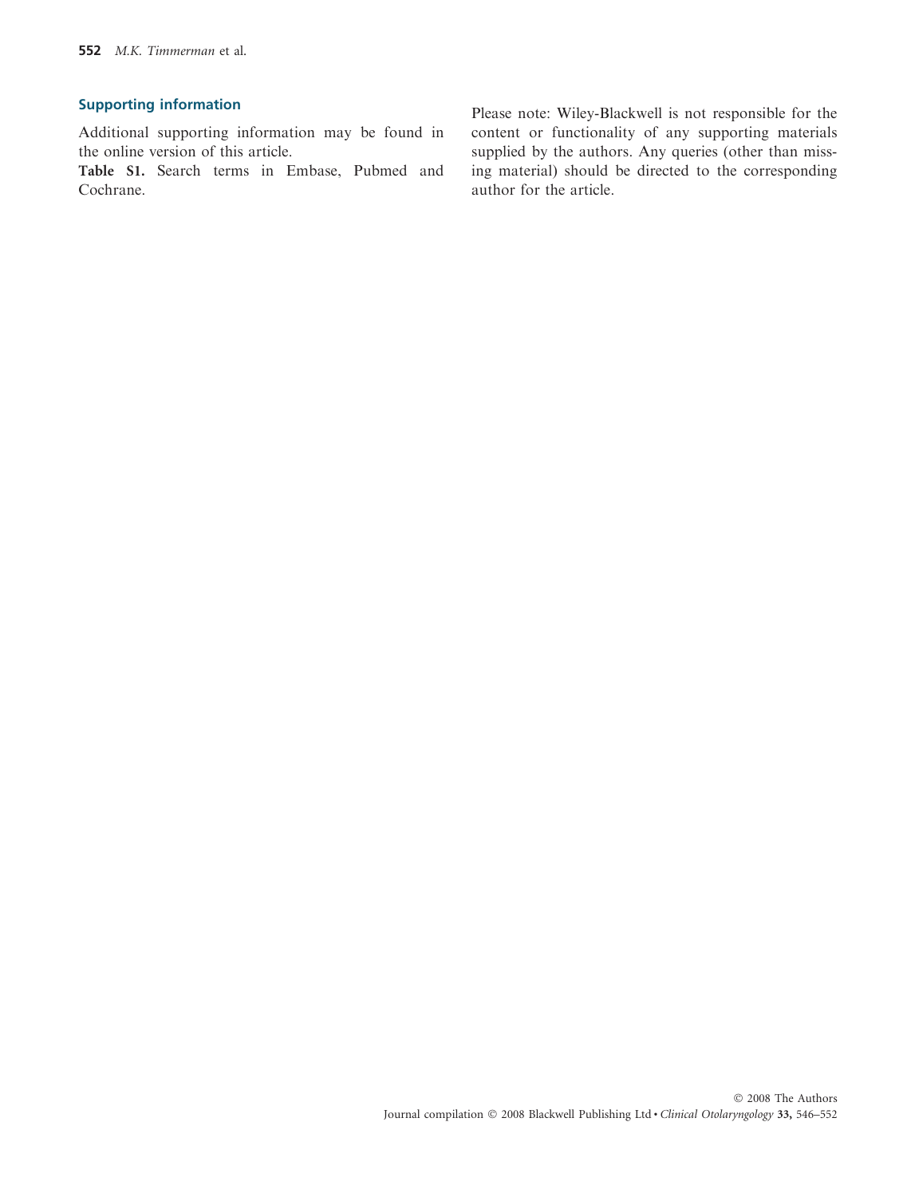## Supporting information

Additional supporting information may be found in the online version of this article.

**Table S1.** Search terms in Embase, Pubmed and Cochrane.

Please note: Wiley-Blackwell is not responsible for the content or functionality of any supporting materials supplied by the authors. Any queries (other than missing material) should be directed to the corresponding author for the article.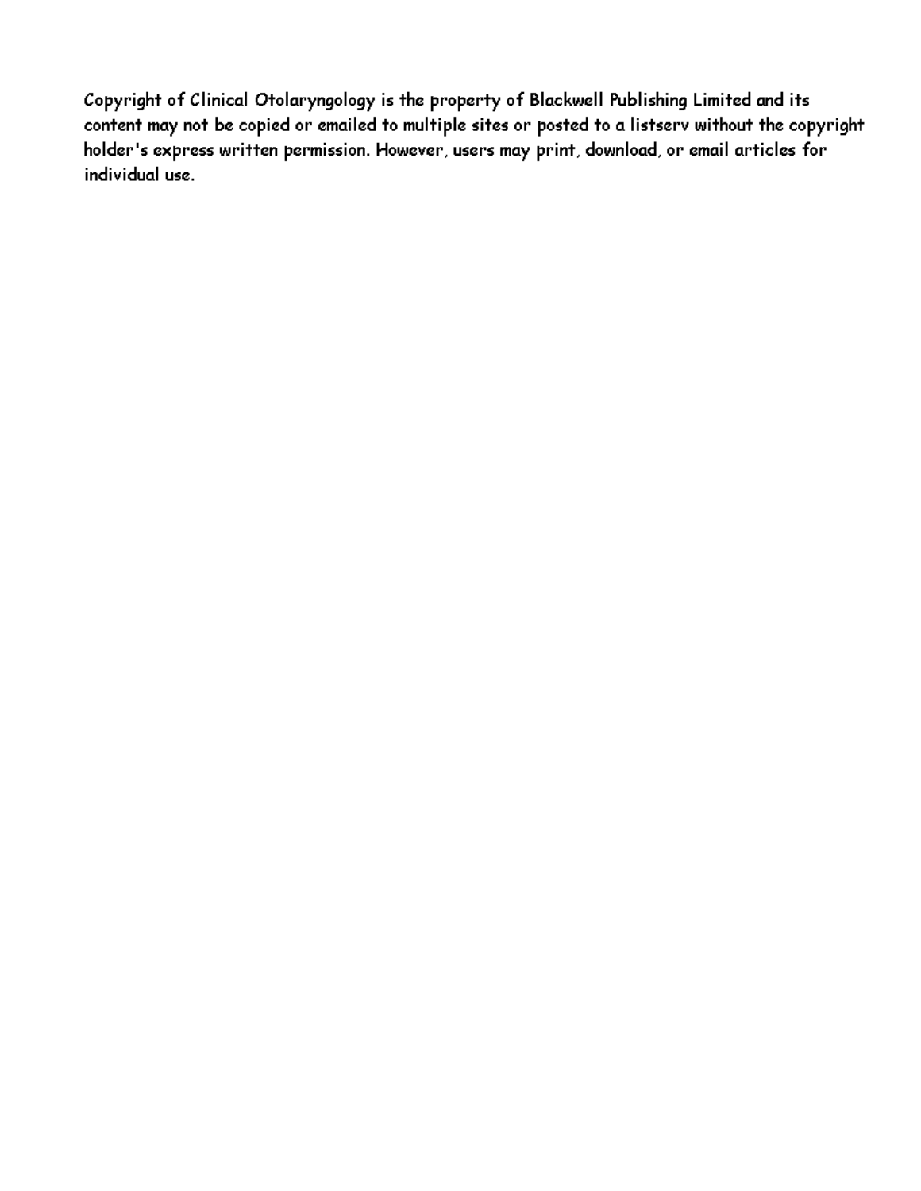Copyright of Clinical Otolaryngology is the property of Blackwell Publishing Limited and its content may not be copied or emailed to multiple sites or posted to a listserv without the copyright holder's express written permission. However, users may print, download, or email articles for individual use.